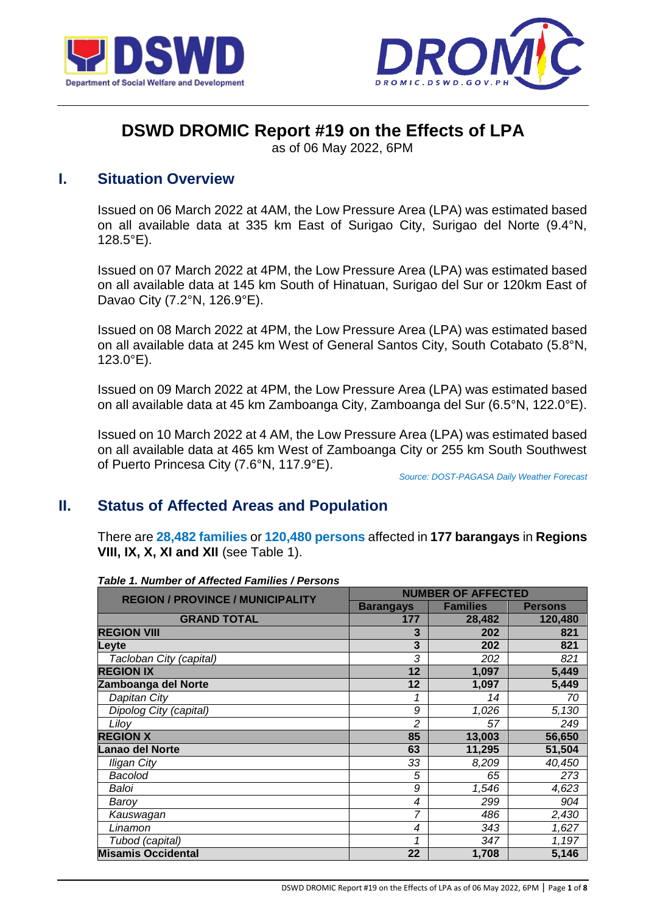# DSWD DROMIC Report #19 on the Effects of LPA

as of 06 May 2022, 6PM

## I. Situation Overview

Issued on 06 March 2022 at 4AM, the Low Pressure Area (LPA) was estimated based on all available data at 335 km East of Surigao City, Surigao del Norte (9.4°N, 128.5°E).

Issued on 07 March 2022 at 4PM, the Low Pressure Area (LPA) was estimated based on all available data at 145 km South of Hinatuan, Surigao del Sur or 120km East of Davao City (7.2°N, 126.9°E).

Issued on 08 March 2022 at 4PM, the Low Pressure Area (LPA) was estimated based on all available data at 245 km West of General Santos City, South Cotabato (5.8°N, 123.0°E).

Issued on 09 March 2022 at 4PM, the Low Pressure Area (LPA) was estimated based on all available data at 45 km Zamboanga City, Zamboanga del Sur (6.5°N, 122.0°E).

Issued on 10 March 2022 at 4 AM, the Low Pressure Area (LPA) was estimated based on all available data at 465 km West of Zamboanga City or 255 km South Southwest of Puerto Princesa City (7.6°N, 117.9°E).

*Source: DOST-PAGASA Daily Weather Forecast*

## II. Status of Affected Areas and Population

There are **28,482 families** or **120,480 persons** affected in **177 barangays** in **Regions VIII, IX, X, XI and XII** (see Table 1).

***Table 1. Number of Affected Families / Persons***

| REGION / PROVINCE / MUNICIPALITY | NUMBER OF AFFECTED | | |
|---|---|---|---|
| | Barangays | Families | Persons |
| **GRAND TOTAL** | **177** | **28,482** | **120,480** |
| **REGION VIII** | **3** | **202** | **821** |
| **Leyte** | **3** | **202** | **821** |
| *Tacloban City (capital)* | *3* | *202* | *821* |
| **REGION IX** | **12** | **1,097** | **5,449** |
| **Zamboanga del Norte** | **12** | **1,097** | **5,449** |
| *Dapitan City* | *1* | *14* | *70* |
| *Dipolog City (capital)* | *9* | *1,026* | *5,130* |
| *Liloy* | *2* | *57* | *249* |
| **REGION X** | **85** | **13,003** | **56,650** |
| **Lanao del Norte** | **63** | **11,295** | **51,504** |
| *Iligan City* | *33* | *8,209* | *40,450* |
| *Bacolod* | *5* | *65* | *273* |
| *Baloi* | *9* | *1,546* | *4,623* |
| *Baroy* | *4* | *299* | *904* |
| *Kauswagan* | *7* | *486* | *2,430* |
| *Linamon* | *4* | *343* | *1,627* |
| *Tubod (capital)* | *1* | *347* | *1,197* |
| **Misamis Occidental** | **22** | **1,708** | **5,146** |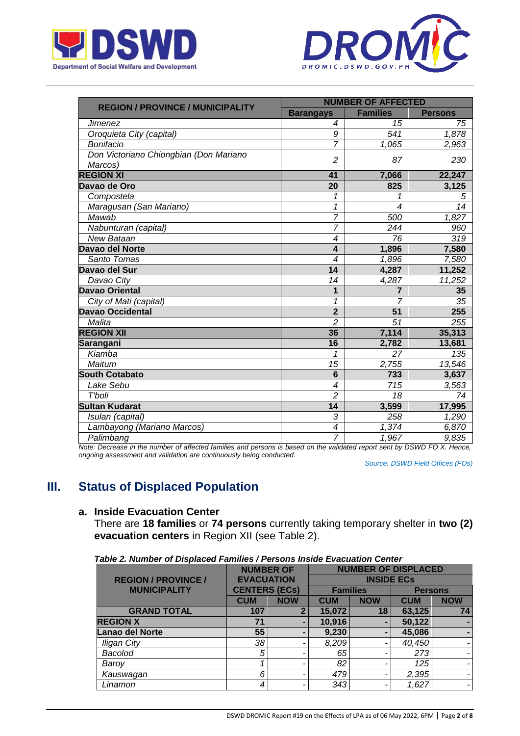| REGION / PROVINCE / MUNICIPALITY | NUMBER OF AFFECTED | | |
|---|---|---|---|
| | Barangays | Families | Persons |
| *Jimenez* | *4* | *15* | *75* |
| *Oroquieta City (capital)* | *9* | *541* | *1,878* |
| *Bonifacio* | *7* | *1,065* | *2,963* |
| *Don Victoriano Chiongbian (Don Mariano Marcos)* | *2* | *87* | *230* |
| **REGION XI** | **41** | **7,066** | **22,247** |
| **Davao de Oro** | **20** | **825** | **3,125** |
| *Compostela* | *1* | *1* | *5* |
| *Maragusan (San Mariano)* | *1* | *4* | *14* |
| *Mawab* | *7* | *500* | *1,827* |
| *Nabunturan (capital)* | *7* | *244* | *960* |
| *New Bataan* | *4* | *76* | *319* |
| **Davao del Norte** | **4** | **1,896** | **7,580** |
| *Santo Tomas* | *4* | *1,896* | *7,580* |
| **Davao del Sur** | **14** | **4,287** | **11,252** |
| *Davao City* | *14* | *4,287* | *11,252* |
| **Davao Oriental** | **1** | **7** | **35** |
| *City of Mati (capital)* | *1* | *7* | *35* |
| **Davao Occidental** | **2** | **51** | **255** |
| *Malita* | *2* | *51* | *255* |
| **REGION XII** | **36** | **7,114** | **35,313** |
| **Sarangani** | **16** | **2,782** | **13,681** |
| *Kiamba* | *1* | *27* | *135* |
| *Maitum* | *15* | *2,755* | *13,546* |
| **South Cotabato** | **6** | **733** | **3,637** |
| *Lake Sebu* | *4* | *715* | *3,563* |
| *T'boli* | *2* | *18* | *74* |
| **Sultan Kudarat** | **14** | **3,599** | **17,995** |
| *Isulan (capital)* | *3* | *258* | *1,290* |
| *Lambayong (Mariano Marcos)* | *4* | *1,374* | *6,870* |
| *Palimbang* | *7* | *1,967* | *9,835* |

*Note: Decrease in the number of affected families and persons is based on the validated report sent by DSWD FO X. Hence, ongoing assessment and validation are continuously being conducted.*

*Source: DSWD Field Offices (FOs)*

## III. Status of Displaced Population

### a. Inside Evacuation Center

There are **18 families** or **74 persons** currently taking temporary shelter in **two (2) evacuation centers** in Region XII (see Table 2).

***Table 2. Number of Displaced Families / Persons Inside Evacuation Center***

| REGION / PROVINCE / MUNICIPALITY | NUMBER OF EVACUATION CENTERS (ECs) | | NUMBER OF DISPLACED INSIDE ECs | | | |
|---|---|---|---|---|---|---|
| | | | Families | | Persons | |
| | CUM | NOW | CUM | NOW | CUM | NOW |
| **GRAND TOTAL** | **107** | **2** | **15,072** | **18** | **63,125** | **74** |
| **REGION X** | **71** | **-** | **10,916** | **-** | **50,122** | **-** |
| **Lanao del Norte** | **55** | **-** | **9,230** | **-** | **45,086** | **-** |
| *Iligan City* | *38* | - | *8,209* | - | *40,450* | - |
| *Bacolod* | *5* | - | *65* | - | *273* | - |
| *Baroy* | *1* | - | *82* | - | *125* | - |
| *Kauswagan* | *6* | - | *479* | - | *2,395* | - |
| *Linamon* | *4* | - | *343* | - | *1,627* | - |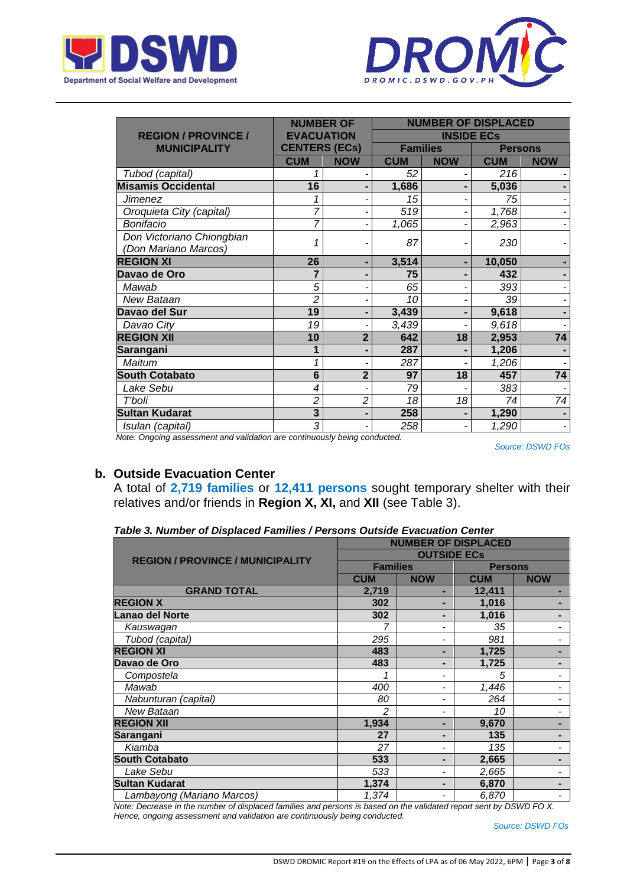| REGION / PROVINCE / MUNICIPALITY | NUMBER OF EVACUATION CENTERS (ECs) | | NUMBER OF DISPLACED INSIDE ECs | | | |
|---|---|---|---|---|---|---|
| | | | Families | | Persons | |
| | CUM | NOW | CUM | NOW | CUM | NOW |
| *Tubod (capital)* | *1* | - | *52* | - | *216* | - |
| **Misamis Occidental** | **16** | **-** | **1,686** | **-** | **5,036** | **-** |
| *Jimenez* | *1* | - | *15* | - | *75* | - |
| *Oroquieta City (capital)* | *7* | - | *519* | - | *1,768* | - |
| *Bonifacio* | *7* | - | *1,065* | - | *2,963* | - |
| *Don Victoriano Chiongbian (Don Mariano Marcos)* | *1* | - | *87* | - | *230* | - |
| **REGION XI** | **26** | **-** | **3,514** | **-** | **10,050** | **-** |
| **Davao de Oro** | **7** | **-** | **75** | **-** | **432** | **-** |
| *Mawab* | *5* | - | *65* | - | *393* | - |
| *New Bataan* | *2* | - | *10* | - | *39* | - |
| **Davao del Sur** | **19** | **-** | **3,439** | **-** | **9,618** | **-** |
| *Davao City* | *19* | - | *3,439* | - | *9,618* | - |
| **REGION XII** | **10** | **2** | **642** | **18** | **2,953** | **74** |
| **Sarangani** | **1** | **-** | **287** | **-** | **1,206** | **-** |
| *Maitum* | *1* | - | *287* | - | *1,206* | - |
| **South Cotabato** | **6** | **2** | **97** | **18** | **457** | **74** |
| *Lake Sebu* | *4* | - | *79* | - | *383* | - |
| *T'boli* | *2* | *2* | *18* | *18* | *74* | *74* |
| **Sultan Kudarat** | **3** | **-** | **258** | **-** | **1,290** | **-** |
| *Isulan (capital)* | *3* | - | *258* | - | *1,290* | - |

*Note: Ongoing assessment and validation are continuously being conducted.*

*Source: DSWD FOs*

### b. Outside Evacuation Center

A total of **2,719 families** or **12,411 persons** sought temporary shelter with their relatives and/or friends in **Region X, XI,** and **XII** (see Table 3).

***Table 3. Number of Displaced Families / Persons Outside Evacuation Center***

| REGION / PROVINCE / MUNICIPALITY | NUMBER OF DISPLACED OUTSIDE ECs | | | |
|---|---|---|---|---|
| | Families | | Persons | |
| | CUM | NOW | CUM | NOW |
| **GRAND TOTAL** | **2,719** | **-** | **12,411** | **-** |
| **REGION X** | **302** | **-** | **1,016** | **-** |
| **Lanao del Norte** | **302** | **-** | **1,016** | **-** |
| *Kauswagan* | *7* | - | *35* | - |
| *Tubod (capital)* | *295* | - | *981* | - |
| **REGION XI** | **483** | **-** | **1,725** | **-** |
| **Davao de Oro** | **483** | **-** | **1,725** | **-** |
| *Compostela* | *1* | - | *5* | - |
| *Mawab* | *400* | - | *1,446* | - |
| *Nabunturan (capital)* | *80* | - | *264* | - |
| *New Bataan* | *2* | - | *10* | - |
| **REGION XII** | **1,934** | **-** | **9,670** | **-** |
| **Sarangani** | **27** | **-** | **135** | **-** |
| *Kiamba* | *27* | - | *135* | - |
| **South Cotabato** | **533** | **-** | **2,665** | **-** |
| *Lake Sebu* | *533* | - | *2,665* | - |
| **Sultan Kudarat** | **1,374** | **-** | **6,870** | **-** |
| *Lambayong (Mariano Marcos)* | *1,374* | - | *6,870* | - |

*Note: Decrease in the number of displaced families and persons is based on the validated report sent by DSWD FO X. Hence, ongoing assessment and validation are continuously being conducted.*

*Source: DSWD FOs*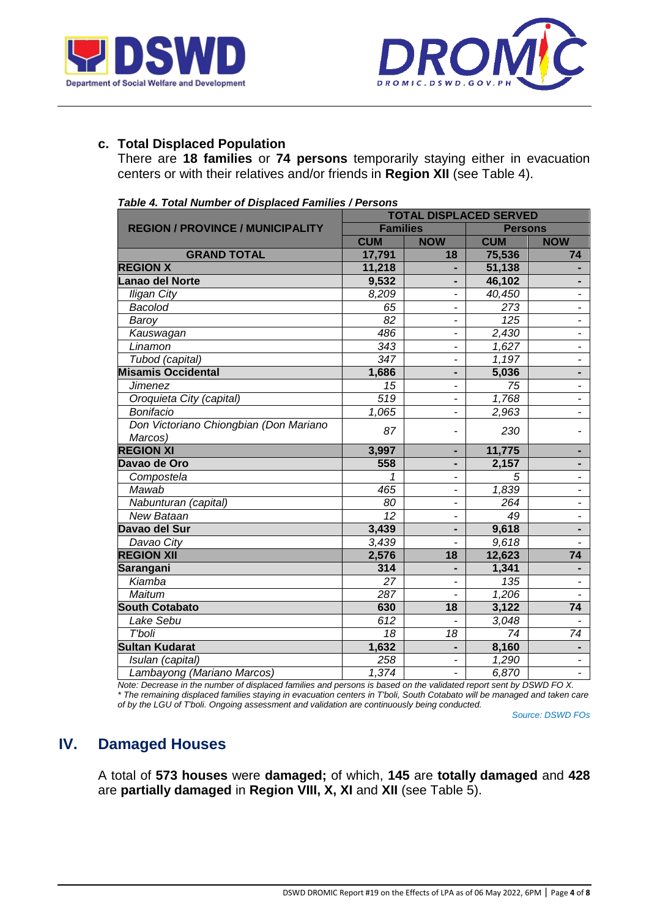### c. Total Displaced Population

There are **18 families** or **74 persons** temporarily staying either in evacuation centers or with their relatives and/or friends in **Region XII** (see Table 4).

***Table 4. Total Number of Displaced Families / Persons***

| REGION / PROVINCE / MUNICIPALITY | TOTAL DISPLACED SERVED | | | |
|---|---|---|---|---|
| | Families | | Persons | |
| | CUM | NOW | CUM | NOW |
| **GRAND TOTAL** | **17,791** | **18** | **75,536** | **74** |
| **REGION X** | **11,218** | **-** | **51,138** | **-** |
| **Lanao del Norte** | **9,532** | **-** | **46,102** | **-** |
| *Iligan City* | *8,209* | - | *40,450* | - |
| *Bacolod* | *65* | - | *273* | - |
| *Baroy* | *82* | - | *125* | - |
| *Kauswagan* | *486* | - | *2,430* | - |
| *Linamon* | *343* | - | *1,627* | - |
| *Tubod (capital)* | *347* | - | *1,197* | - |
| **Misamis Occidental** | **1,686** | **-** | **5,036** | **-** |
| *Jimenez* | *15* | - | *75* | - |
| *Oroquieta City (capital)* | *519* | - | *1,768* | - |
| *Bonifacio* | *1,065* | - | *2,963* | - |
| *Don Victoriano Chiongbian (Don Mariano Marcos)* | *87* | - | *230* | - |
| **REGION XI** | **3,997** | **-** | **11,775** | **-** |
| **Davao de Oro** | **558** | **-** | **2,157** | **-** |
| *Compostela* | *1* | - | *5* | - |
| *Mawab* | *465* | - | *1,839* | - |
| *Nabunturan (capital)* | *80* | - | *264* | - |
| *New Bataan* | *12* | - | *49* | - |
| **Davao del Sur** | **3,439** | **-** | **9,618** | **-** |
| *Davao City* | *3,439* | - | *9,618* | - |
| **REGION XII** | **2,576** | **18** | **12,623** | **74** |
| **Sarangani** | **314** | **-** | **1,341** | **-** |
| *Kiamba* | *27* | - | *135* | - |
| *Maitum* | *287* | - | *1,206* | - |
| **South Cotabato** | **630** | **18** | **3,122** | **74** |
| *Lake Sebu* | *612* | - | *3,048* | - |
| *T'boli* | *18* | *18* | *74* | *74* |
| **Sultan Kudarat** | **1,632** | **-** | **8,160** | **-** |
| *Isulan (capital)* | *258* | - | *1,290* | - |
| *Lambayong (Mariano Marcos)* | *1,374* | - | *6,870* | - |

*Note: Decrease in the number of displaced families and persons is based on the validated report sent by DSWD FO X.*
*\* The remaining displaced families staying in evacuation centers in T'boli, South Cotabato will be managed and taken care of by the LGU of T'boli. Ongoing assessment and validation are continuously being conducted.*

*Source: DSWD FOs*

## IV. Damaged Houses

A total of **573 houses** were **damaged;** of which, **145** are **totally damaged** and **428** are **partially damaged** in **Region VIII, X, XI** and **XII** (see Table 5).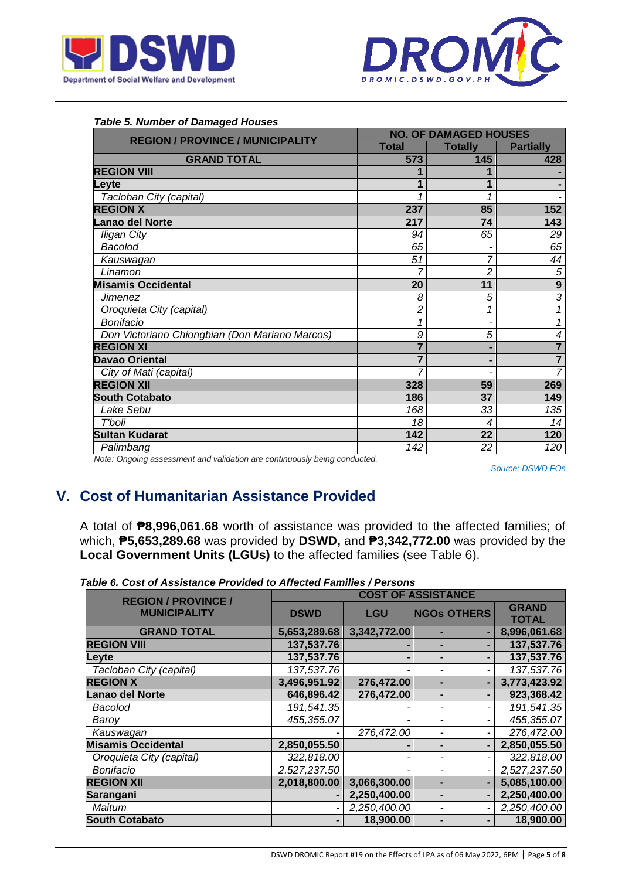*Table 5. Number of Damaged Houses*

| REGION / PROVINCE / MUNICIPALITY | NO. OF DAMAGED HOUSES | | |
|---|---|---|---|
| | Total | Totally | Partially |
| **GRAND TOTAL** | **573** | **145** | **428** |
| **REGION VIII** | **1** | **1** | **-** |
| **Leyte** | **1** | **1** | **-** |
| *Tacloban City (capital)* | *1* | *1* | *-* |
| **REGION X** | **237** | **85** | **152** |
| **Lanao del Norte** | **217** | **74** | **143** |
| *Iligan City* | *94* | *65* | *29* |
| *Bacolod* | *65* | *-* | *65* |
| *Kauswagan* | *51* | *7* | *44* |
| *Linamon* | *7* | *2* | *5* |
| **Misamis Occidental** | **20** | **11** | **9** |
| *Jimenez* | *8* | *5* | *3* |
| *Oroquieta City (capital)* | *2* | *1* | *1* |
| *Bonifacio* | *1* | *-* | *1* |
| *Don Victoriano Chiongbian (Don Mariano Marcos)* | *9* | *5* | *4* |
| **REGION XI** | **7** | **-** | **7** |
| **Davao Oriental** | **7** | **-** | **7** |
| *City of Mati (capital)* | *7* | *-* | *7* |
| **REGION XII** | **328** | **59** | **269** |
| **South Cotabato** | **186** | **37** | **149** |
| *Lake Sebu* | *168* | *33* | *135* |
| *T'boli* | *18* | *4* | *14* |
| **Sultan Kudarat** | **142** | **22** | **120** |
| *Palimbang* | *142* | *22* | *120* |

*Note: Ongoing assessment and validation are continuously being conducted.*

*Source: DSWD FOs*

## V. Cost of Humanitarian Assistance Provided

A total of **₱8,996,061.68** worth of assistance was provided to the affected families; of which, **₱5,653,289.68** was provided by **DSWD,** and **₱3,342,772.00** was provided by the **Local Government Units (LGUs)** to the affected families (see Table 6).

*Table 6. Cost of Assistance Provided to Affected Families / Persons*

| REGION / PROVINCE / MUNICIPALITY | COST OF ASSISTANCE | | | | |
|---|---|---|---|---|---|
| | DSWD | LGU | NGOs | OTHERS | GRAND TOTAL |
| **GRAND TOTAL** | **5,653,289.68** | **3,342,772.00** | **-** | **-** | **8,996,061.68** |
| **REGION VIII** | **137,537.76** | **-** | **-** | **-** | **137,537.76** |
| **Leyte** | **137,537.76** | **-** | **-** | **-** | **137,537.76** |
| *Tacloban City (capital)* | *137,537.76* | *-* | *-* | *-* | *137,537.76* |
| **REGION X** | **3,496,951.92** | **276,472.00** | **-** | **-** | **3,773,423.92** |
| **Lanao del Norte** | **646,896.42** | **276,472.00** | **-** | **-** | **923,368.42** |
| *Bacolod* | *191,541.35* | *-* | *-* | *-* | *191,541.35* |
| *Baroy* | *455,355.07* | *-* | *-* | *-* | *455,355.07* |
| *Kauswagan* | *-* | *276,472.00* | *-* | *-* | *276,472.00* |
| **Misamis Occidental** | **2,850,055.50** | **-** | **-** | **-** | **2,850,055.50** |
| *Oroquieta City (capital)* | *322,818.00* | *-* | *-* | *-* | *322,818.00* |
| *Bonifacio* | *2,527,237.50* | *-* | *-* | *-* | *2,527,237.50* |
| **REGION XII** | **2,018,800.00** | **3,066,300.00** | **-** | **-** | **5,085,100.00** |
| **Sarangani** | **-** | **2,250,400.00** | **-** | **-** | **2,250,400.00** |
| *Maitum* | *-* | *2,250,400.00* | *-* | *-* | *2,250,400.00* |
| **South Cotabato** | **-** | **18,900.00** | **-** | **-** | **18,900.00** |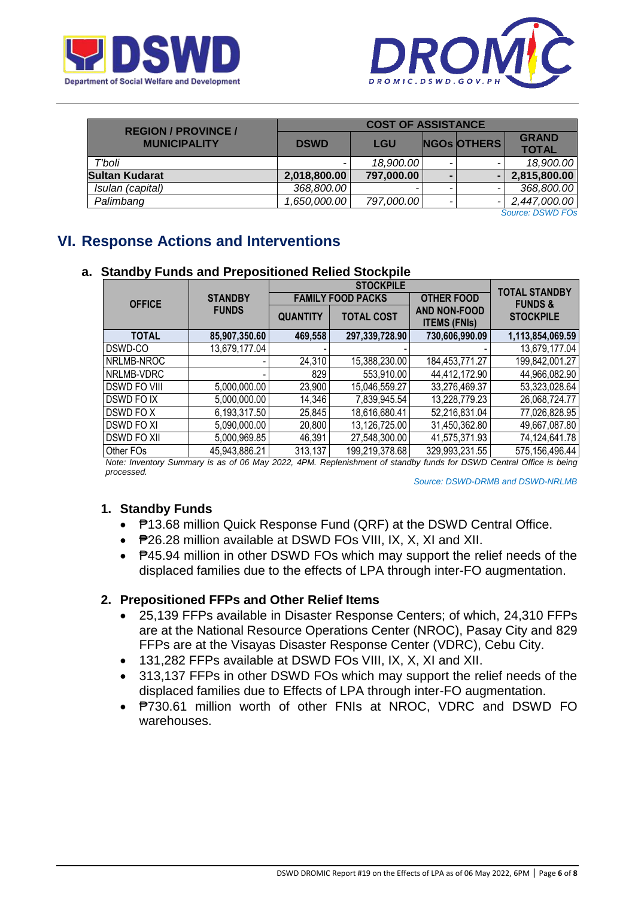| REGION / PROVINCE / MUNICIPALITY | COST OF ASSISTANCE | | | | |
|---|---|---|---|---|---|
| | DSWD | LGU | NGOs | OTHERS | GRAND TOTAL |
| *T'boli* | - | *18,900.00* | - | - | *18,900.00* |
| **Sultan Kudarat** | **2,018,800.00** | **797,000.00** | **-** | **-** | **2,815,800.00** |
| *Isulan (capital)* | *368,800.00* | - | - | - | *368,800.00* |
| *Palimbang* | *1,650,000.00* | *797,000.00* | - | - | *2,447,000.00* |

*Source: DSWD FOs*

## VI. Response Actions and Interventions

### a. Standby Funds and Prepositioned Relied Stockpile

| OFFICE | STANDBY FUNDS | STOCKPILE | | | TOTAL STANDBY FUNDS & STOCKPILE |
|---|---|---|---|---|---|
| | | FAMILY FOOD PACKS | | OTHER FOOD AND NON-FOOD ITEMS (FNIs) | |
| | | QUANTITY | TOTAL COST | | |
| **TOTAL** | **85,907,350.60** | **469,558** | **297,339,728.90** | **730,606,990.09** | **1,113,854,069.59** |
| DSWD-CO | 13,679,177.04 | - | - | - | 13,679,177.04 |
| NRLMB-NROC | - | 24,310 | 15,388,230.00 | 184,453,771.27 | 199,842,001.27 |
| NRLMB-VDRC | - | 829 | 553,910.00 | 44,412,172.90 | 44,966,082.90 |
| DSWD FO VIII | 5,000,000.00 | 23,900 | 15,046,559.27 | 33,276,469.37 | 53,323,028.64 |
| DSWD FO IX | 5,000,000.00 | 14,346 | 7,839,945.54 | 13,228,779.23 | 26,068,724.77 |
| DSWD FO X | 6,193,317.50 | 25,845 | 18,616,680.41 | 52,216,831.04 | 77,026,828.95 |
| DSWD FO XI | 5,090,000.00 | 20,800 | 13,126,725.00 | 31,450,362.80 | 49,667,087.80 |
| DSWD FO XII | 5,000,969.85 | 46,391 | 27,548,300.00 | 41,575,371.93 | 74,124,641.78 |
| Other FOs | 45,943,886.21 | 313,137 | 199,219,378.68 | 329,993,231.55 | 575,156,496.44 |

*Note: Inventory Summary is as of 06 May 2022, 4PM. Replenishment of standby funds for DSWD Central Office is being processed.*

*Source: DSWD-DRMB and DSWD-NRLMB*

#### 1. Standby Funds

- ₱13.68 million Quick Response Fund (QRF) at the DSWD Central Office.
- ₱26.28 million available at DSWD FOs VIII, IX, X, XI and XII.
- ₱45.94 million in other DSWD FOs which may support the relief needs of the displaced families due to the effects of LPA through inter-FO augmentation.

#### 2. Prepositioned FFPs and Other Relief Items

- 25,139 FFPs available in Disaster Response Centers; of which, 24,310 FFPs are at the National Resource Operations Center (NROC), Pasay City and 829 FFPs are at the Visayas Disaster Response Center (VDRC), Cebu City.
- 131,282 FFPs available at DSWD FOs VIII, IX, X, XI and XII.
- 313,137 FFPs in other DSWD FOs which may support the relief needs of the displaced families due to Effects of LPA through inter-FO augmentation.
- ₱730.61 million worth of other FNIs at NROC, VDRC and DSWD FO warehouses.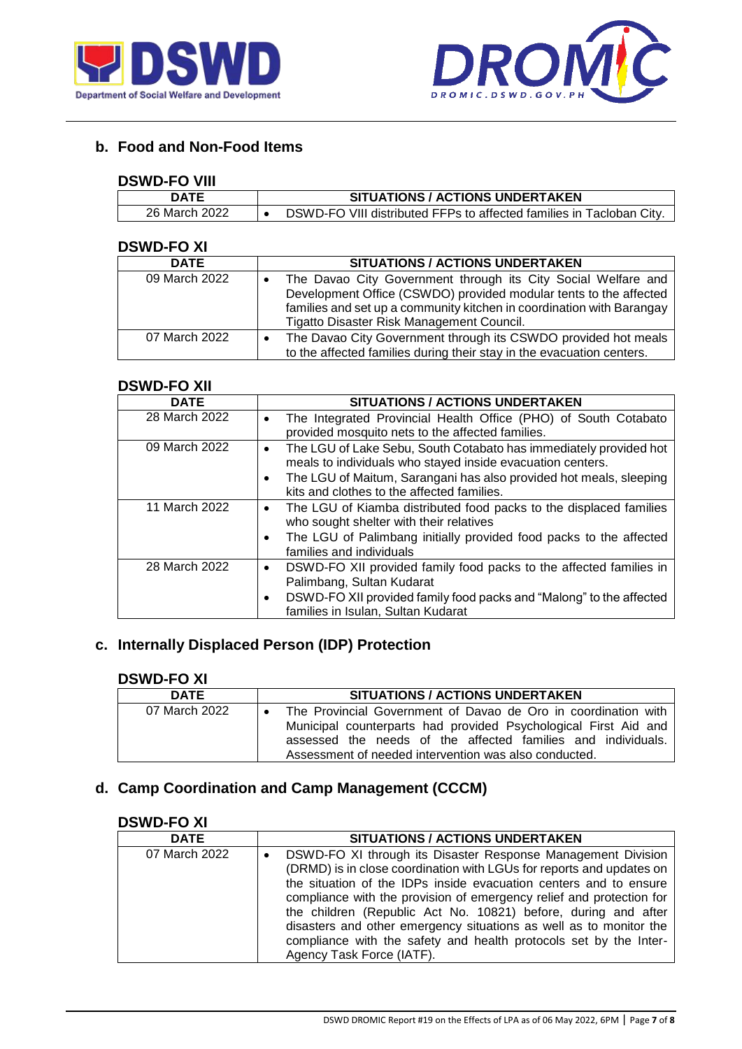### b. Food and Non-Food Items

**DSWD-FO VIII**

| DATE | SITUATIONS / ACTIONS UNDERTAKEN |
|---|---|
| 26 March 2022 | • DSWD-FO VIII distributed FFPs to affected families in Tacloban City. |

**DSWD-FO XI**

| DATE | SITUATIONS / ACTIONS UNDERTAKEN |
|---|---|
| 09 March 2022 | • The Davao City Government through its City Social Welfare and Development Office (CSWDO) provided modular tents to the affected families and set up a community kitchen in coordination with Barangay Tigatto Disaster Risk Management Council. |
| 07 March 2022 | • The Davao City Government through its CSWDO provided hot meals to the affected families during their stay in the evacuation centers. |

**DSWD-FO XII**

| DATE | SITUATIONS / ACTIONS UNDERTAKEN |
|---|---|
| 28 March 2022 | • The Integrated Provincial Health Office (PHO) of South Cotabato provided mosquito nets to the affected families. |
| 09 March 2022 | • The LGU of Lake Sebu, South Cotabato has immediately provided hot meals to individuals who stayed inside evacuation centers. <br> • The LGU of Maitum, Sarangani has also provided hot meals, sleeping kits and clothes to the affected families. |
| 11 March 2022 | • The LGU of Kiamba distributed food packs to the displaced families who sought shelter with their relatives <br> • The LGU of Palimbang initially provided food packs to the affected families and individuals |
| 28 March 2022 | • DSWD-FO XII provided family food packs to the affected families in Palimbang, Sultan Kudarat <br> • DSWD-FO XII provided family food packs and "Malong" to the affected families in Isulan, Sultan Kudarat |

### c. Internally Displaced Person (IDP) Protection

**DSWD-FO XI**

| DATE | SITUATIONS / ACTIONS UNDERTAKEN |
|---|---|
| 07 March 2022 | • The Provincial Government of Davao de Oro in coordination with Municipal counterparts had provided Psychological First Aid and assessed the needs of the affected families and individuals. Assessment of needed intervention was also conducted. |

### d. Camp Coordination and Camp Management (CCCM)

**DSWD-FO XI**

| DATE | SITUATIONS / ACTIONS UNDERTAKEN |
|---|---|
| 07 March 2022 | • DSWD-FO XI through its Disaster Response Management Division (DRMD) is in close coordination with LGUs for reports and updates on the situation of the IDPs inside evacuation centers and to ensure compliance with the provision of emergency relief and protection for the children (Republic Act No. 10821) before, during and after disasters and other emergency situations as well as to monitor the compliance with the safety and health protocols set by the Inter-Agency Task Force (IATF). |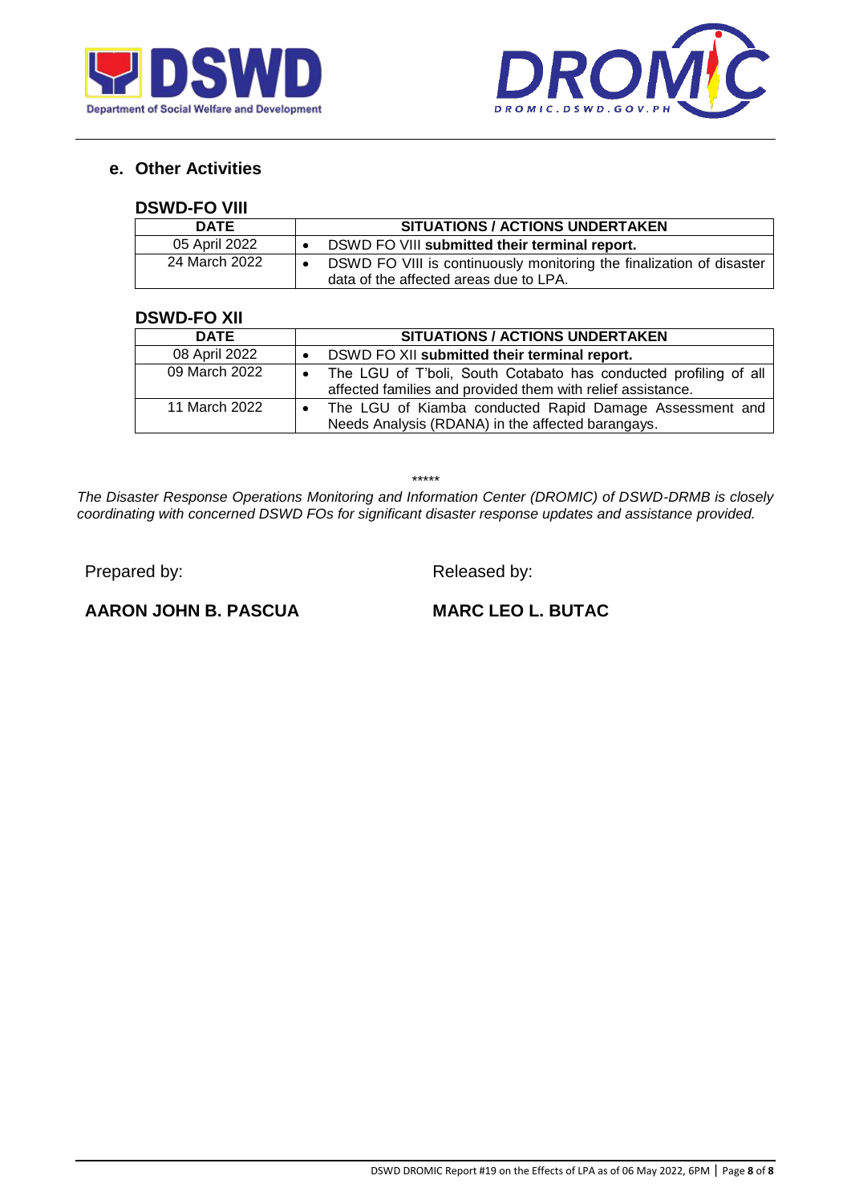## e. Other Activities

### DSWD-FO VIII

| DATE | SITUATIONS / ACTIONS UNDERTAKEN |
|---|---|
| 05 April 2022 | • DSWD FO VIII **submitted their terminal report.** |
| 24 March 2022 | • DSWD FO VIII is continuously monitoring the finalization of disaster data of the affected areas due to LPA. |

### DSWD-FO XII

| DATE | SITUATIONS / ACTIONS UNDERTAKEN |
|---|---|
| 08 April 2022 | • DSWD FO XII **submitted their terminal report.** |
| 09 March 2022 | • The LGU of T'boli, South Cotabato has conducted profiling of all affected families and provided them with relief assistance. |
| 11 March 2022 | • The LGU of Kiamba conducted Rapid Damage Assessment and Needs Analysis (RDANA) in the affected barangays. |

*****

*The Disaster Response Operations Monitoring and Information Center (DROMIC) of DSWD-DRMB is closely coordinating with concerned DSWD FOs for significant disaster response updates and assistance provided.*

Prepared by:

**AARON JOHN B. PASCUA**

Released by:

**MARC LEO L. BUTAC**